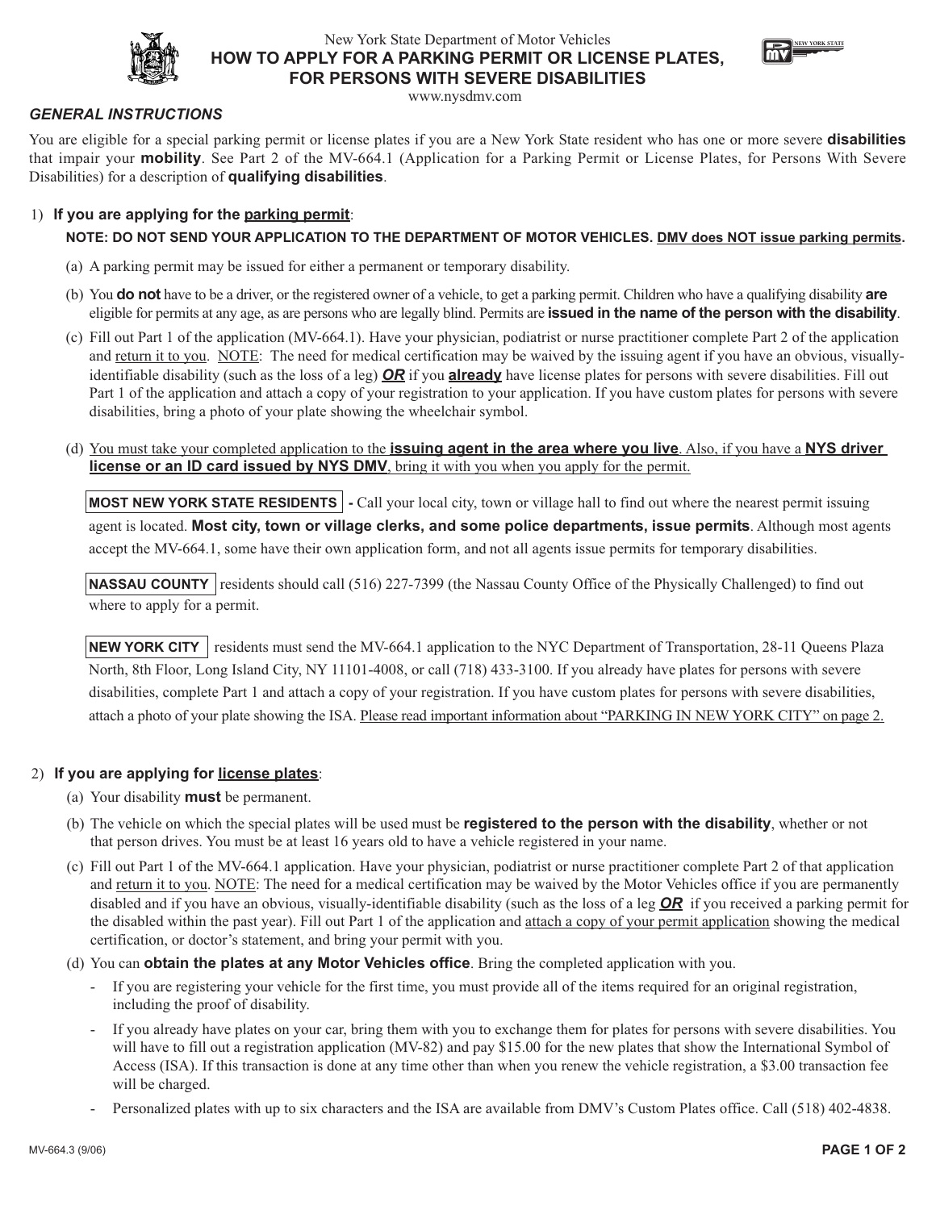New York State Department of Motor Vehicles

# HOW TO APPLY FOR A PARKING PERMIT OR LICENSE PLATES, FOR PERSONS WITH SEVERE DISABILITIES

www.nysdmv.com

## *GENERAL INSTRUCTIONS*

You are eligible for a special parking permit or license plates if you are a New York State resident who has one or more severe **disabilities** that impair your **mobility**. See Part 2 of the MV-664.1 (Application for a Parking Permit or License Plates, for Persons With Severe Disabilities) for a description of **qualifying disabilities**.

### 1) If you are applying for the parking permit:

**NOTE: DO NOT SEND YOUR APPLICATION TO THE DEPARTMENT OF MOTOR VEHICLES. DMV does NOT issue parking permits.**

(a) A parking permit may be issued for either a permanent or temporary disability.

(b) You **do not** have to be a driver, or the registered owner of a vehicle, to get a parking permit. Children who have a qualifying disability **are** eligible for permits at any age, as are persons who are legally blind. Permits are **issued in the name of the person with the disability**.

(c) Fill out Part 1 of the application (MV-664.1). Have your physician, podiatrist or nurse practitioner complete Part 2 of the application and return it to you. NOTE: The need for medical certification may be waived by the issuing agent if you have an obvious, visually-identifiable disability (such as the loss of a leg) ***OR*** if you **already** have license plates for persons with severe disabilities. Fill out Part 1 of the application and attach a copy of your registration to your application. If you have custom plates for persons with severe disabilities, bring a photo of your plate showing the wheelchair symbol.

(d) You must take your completed application to the **issuing agent in the area where you live**. Also, if you have a **NYS driver license or an ID card issued by NYS DMV**, bring it with you when you apply for the permit.

**MOST NEW YORK STATE RESIDENTS** - Call your local city, town or village hall to find out where the nearest permit issuing agent is located. **Most city, town or village clerks, and some police departments, issue permits**. Although most agents accept the MV-664.1, some have their own application form, and not all agents issue permits for temporary disabilities.

**NASSAU COUNTY** residents should call (516) 227-7399 (the Nassau County Office of the Physically Challenged) to find out where to apply for a permit.

**NEW YORK CITY** residents must send the MV-664.1 application to the NYC Department of Transportation, 28-11 Queens Plaza North, 8th Floor, Long Island City, NY 11101-4008, or call (718) 433-3100. If you already have plates for persons with severe disabilities, complete Part 1 and attach a copy of your registration. If you have custom plates for persons with severe disabilities, attach a photo of your plate showing the ISA. Please read important information about "PARKING IN NEW YORK CITY" on page 2.

### 2) If you are applying for license plates:

(a) Your disability **must** be permanent.

(b) The vehicle on which the special plates will be used must be **registered to the person with the disability**, whether or not that person drives. You must be at least 16 years old to have a vehicle registered in your name.

(c) Fill out Part 1 of the MV-664.1 application. Have your physician, podiatrist or nurse practitioner complete Part 2 of that application and return it to you. NOTE: The need for a medical certification may be waived by the Motor Vehicles office if you are permanently disabled and if you have an obvious, visually-identifiable disability (such as the loss of a leg ***OR*** if you received a parking permit for the disabled within the past year). Fill out Part 1 of the application and attach a copy of your permit application showing the medical certification, or doctor's statement, and bring your permit with you.

(d) You can **obtain the plates at any Motor Vehicles office**. Bring the completed application with you.

- If you are registering your vehicle for the first time, you must provide all of the items required for an original registration, including the proof of disability.
- If you already have plates on your car, bring them with you to exchange them for plates for persons with severe disabilities. You will have to fill out a registration application (MV-82) and pay $15.00 for the new plates that show the International Symbol of Access (ISA). If this transaction is done at any time other than when you renew the vehicle registration, a $3.00 transaction fee will be charged.
- Personalized plates with up to six characters and the ISA are available from DMV's Custom Plates office. Call (518) 402-4838.

MV-664.3 (9/06)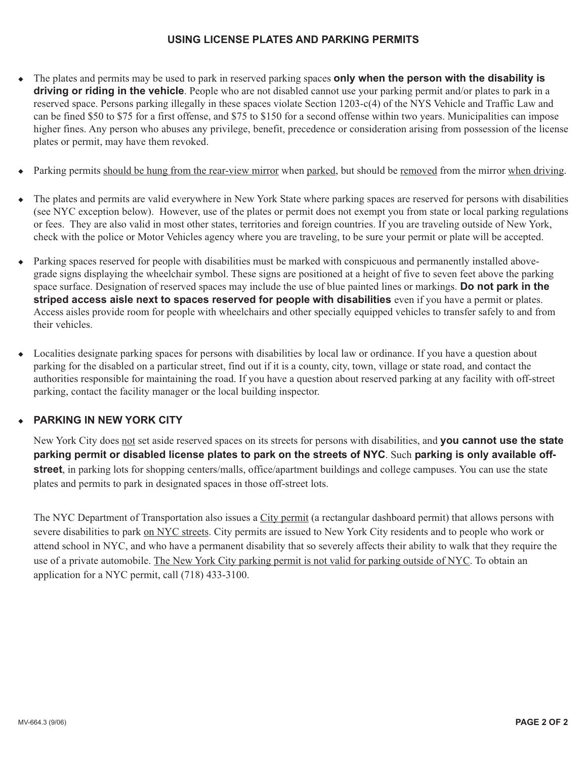## USING LICENSE PLATES AND PARKING PERMITS

- The plates and permits may be used to park in reserved parking spaces **only when the person with the disability is driving or riding in the vehicle**. People who are not disabled cannot use your parking permit and/or plates to park in a reserved space. Persons parking illegally in these spaces violate Section 1203-c(4) of the NYS Vehicle and Traffic Law and can be fined $50 to $75 for a first offense, and $75 to $150 for a second offense within two years. Municipalities can impose higher fines. Any person who abuses any privilege, benefit, precedence or consideration arising from possession of the license plates or permit, may have them revoked.

- Parking permits <u>should be hung from the rear-view mirror</u> when <u>parked</u>, but should be <u>removed</u> from the mirror <u>when driving</u>.

- The plates and permits are valid everywhere in New York State where parking spaces are reserved for persons with disabilities (see NYC exception below). However, use of the plates or permit does not exempt you from state or local parking regulations or fees. They are also valid in most other states, territories and foreign countries. If you are traveling outside of New York, check with the police or Motor Vehicles agency where you are traveling, to be sure your permit or plate will be accepted.

- Parking spaces reserved for people with disabilities must be marked with conspicuous and permanently installed above-grade signs displaying the wheelchair symbol. These signs are positioned at a height of five to seven feet above the parking space surface. Designation of reserved spaces may include the use of blue painted lines or markings. **Do not park in the striped access aisle next to spaces reserved for people with disabilities** even if you have a permit or plates. Access aisles provide room for people with wheelchairs and other specially equipped vehicles to transfer safely to and from their vehicles.

- Localities designate parking spaces for persons with disabilities by local law or ordinance. If you have a question about parking for the disabled on a particular street, find out if it is a county, city, town, village or state road, and contact the authorities responsible for maintaining the road. If you have a question about reserved parking at any facility with off-street parking, contact the facility manager or the local building inspector.

- **PARKING IN NEW YORK CITY**

  New York City does <u>not</u> set aside reserved spaces on its streets for persons with disabilities, and **you cannot use the state parking permit or disabled license plates to park on the streets of NYC**. Such **parking is only available off-street**, in parking lots for shopping centers/malls, office/apartment buildings and college campuses. You can use the state plates and permits to park in designated spaces in those off-street lots.

  The NYC Department of Transportation also issues a <u>City permit</u> (a rectangular dashboard permit) that allows persons with severe disabilities to park <u>on NYC streets</u>. City permits are issued to New York City residents and to people who work or attend school in NYC, and who have a permanent disability that so severely affects their ability to walk that they require the use of a private automobile. <u>The New York City parking permit is not valid for parking outside of NYC</u>. To obtain an application for a NYC permit, call (718) 433-3100.

MV-664.3 (9/06)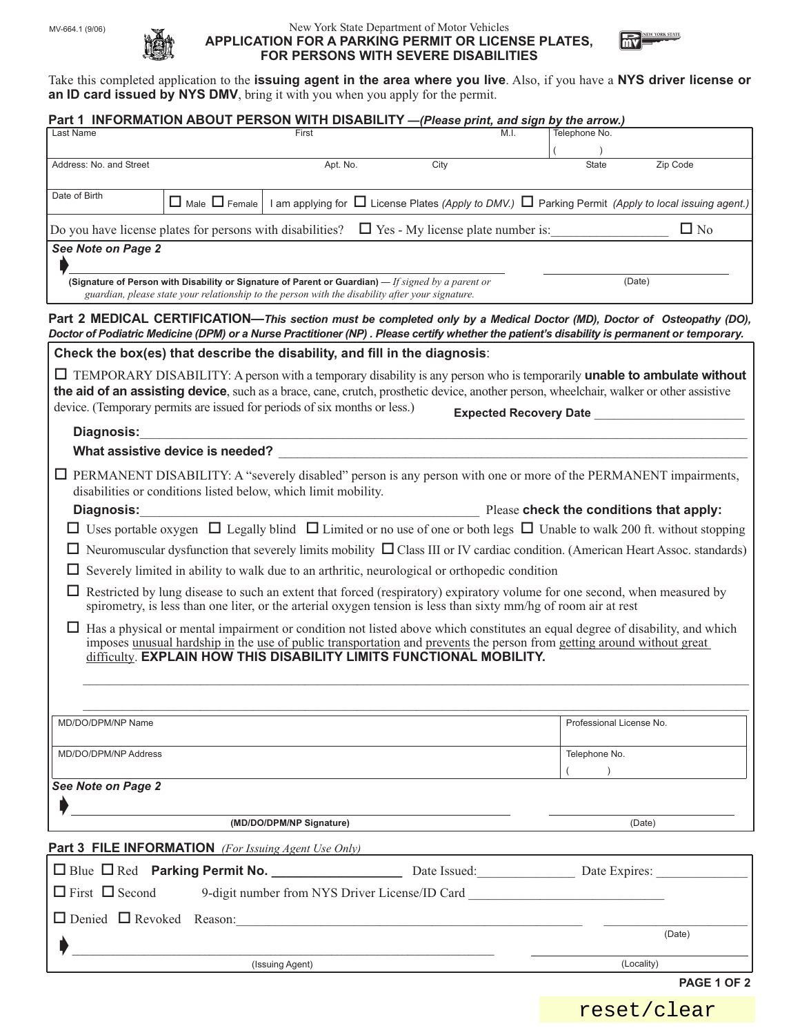MV-664.1 (9/06)

New York State Department of Motor Vehicles

# APPLICATION FOR A PARKING PERMIT OR LICENSE PLATES, FOR PERSONS WITH SEVERE DISABILITIES

Take this completed application to the **issuing agent in the area where you live**. Also, if you have a **NYS driver license or an ID card issued by NYS DMV**, bring it with you when you apply for the permit.

## Part 1 INFORMATION ABOUT PERSON WITH DISABILITY —*(Please print, and sign by the arrow.)*

| Last Name | First | M.I. | Telephone No. ( ) |
|---|---|---|---|
| Address: No. and Street | Apt. No. City | State | Zip Code |
| Date of Birth | ☐ Male ☐ Female | I am applying for ☐ License Plates *(Apply to DMV.)* ☐ Parking Permit *(Apply to local issuing agent.)* | |

Do you have license plates for persons with disabilities? ☐ Yes - My license plate number is:_________________ ☐ No

***See Note on Page 2***

➧ ______________________________________________ ____________________

**(Signature of Person with Disability or Signature of Parent or Guardian)** — *If signed by a parent or guardian, please state your relationship to the person with the disability after your signature.* (Date)

## Part 2 MEDICAL CERTIFICATION—*This section must be completed only by a Medical Doctor (MD), Doctor of Osteopathy (DO), Doctor of Podiatric Medicine (DPM) or a Nurse Practitioner (NP) . Please certify whether the patient's disability is permanent or temporary.*

**Check the box(es) that describe the disability, and fill in the diagnosis**:

☐ TEMPORARY DISABILITY: A person with a temporary disability is any person who is temporarily **unable to ambulate without the aid of an assisting device**, such as a brace, cane, crutch, prosthetic device, another person, wheelchair, walker or other assistive device. (Temporary permits are issued for periods of six months or less.) **Expected Recovery Date** ______________________

**Diagnosis:**______________________________________________________________________

**What assistive device is needed?** ______________________________________________________

☐ PERMANENT DISABILITY: A "severely disabled" person is any person with one or more of the PERMANENT impairments, disabilities or conditions listed below, which limit mobility.

**Diagnosis:**_______________________________________________ Please **check the conditions that apply:**

- ☐ Uses portable oxygen ☐ Legally blind ☐ Limited or no use of one or both legs ☐ Unable to walk 200 ft. without stopping
- ☐ Neuromuscular dysfunction that severely limits mobility ☐ Class III or IV cardiac condition. (American Heart Assoc. standards)
- ☐ Severely limited in ability to walk due to an arthritic, neurological or orthopedic condition
- ☐ Restricted by lung disease to such an extent that forced (respiratory) expiratory volume for one second, when measured by spirometry, is less than one liter, or the arterial oxygen tension is less than sixty mm/hg of room air at rest
- ☐ Has a physical or mental impairment or condition not listed above which constitutes an equal degree of disability, and which imposes unusual hardship in the use of public transportation and prevents the person from getting around without great difficulty. **EXPLAIN HOW THIS DISABILITY LIMITS FUNCTIONAL MOBILITY.**

______________________________________________________________________

______________________________________________________________________

| MD/DO/DPM/NP Name | Professional License No. |
|---|---|
| MD/DO/DPM/NP Address | Telephone No. ( ) |

***See Note on Page 2***

➧ ______________________________________________ ____________________

**(MD/DO/DPM/NP Signature)** (Date)

## Part 3 FILE INFORMATION *(For Issuing Agent Use Only)*

☐ Blue ☐ Red **Parking Permit No.** _________________ Date Issued:______________ Date Expires: ______________

☐ First ☐ Second 9-digit number from NYS Driver License/ID Card ____________________________

☐ Denied ☐ Revoked Reason:_____________________________________________ ____________________ (Date)

➧ ______________________________________________ ____________________

(Issuing Agent) (Locality)

reset/clear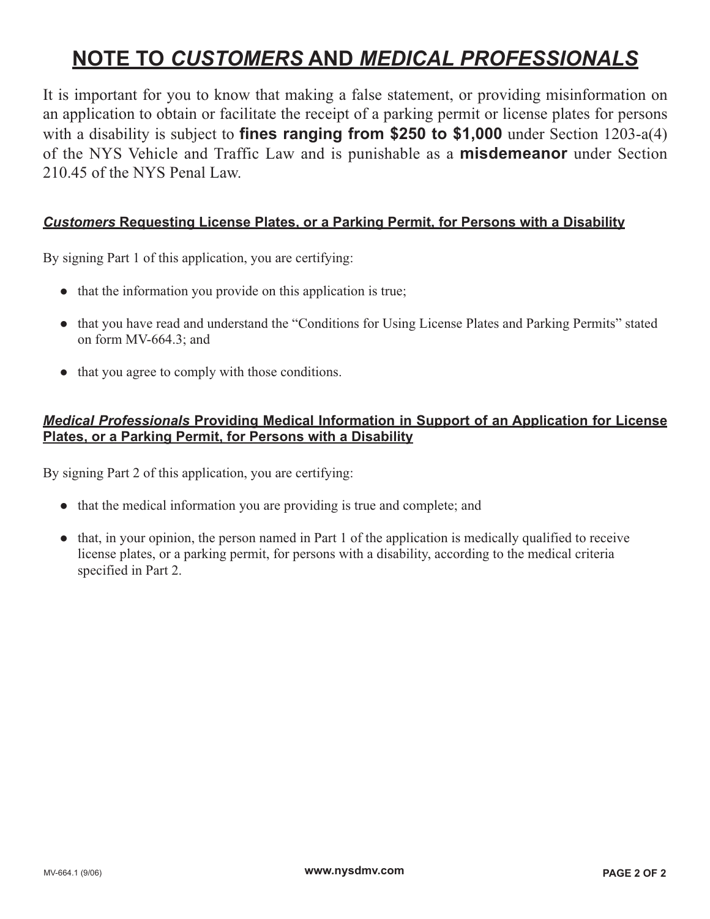# NOTE TO *CUSTOMERS* AND *MEDICAL PROFESSIONALS*

It is important for you to know that making a false statement, or providing misinformation on an application to obtain or facilitate the receipt of a parking permit or license plates for persons with a disability is subject to **fines ranging from $250 to $1,000** under Section 1203-a(4) of the NYS Vehicle and Traffic Law and is punishable as a **misdemeanor** under Section 210.45 of the NYS Penal Law.

### ***Customers*** **Requesting License Plates, or a Parking Permit, for Persons with a Disability**

By signing Part 1 of this application, you are certifying:

- that the information you provide on this application is true;
- that you have read and understand the "Conditions for Using License Plates and Parking Permits" stated on form MV-664.3; and
- that you agree to comply with those conditions.

### ***Medical Professionals*** **Providing Medical Information in Support of an Application for License Plates, or a Parking Permit, for Persons with a Disability**

By signing Part 2 of this application, you are certifying:

- that the medical information you are providing is true and complete; and
- that, in your opinion, the person named in Part 1 of the application is medically qualified to receive license plates, or a parking permit, for persons with a disability, according to the medical criteria specified in Part 2.